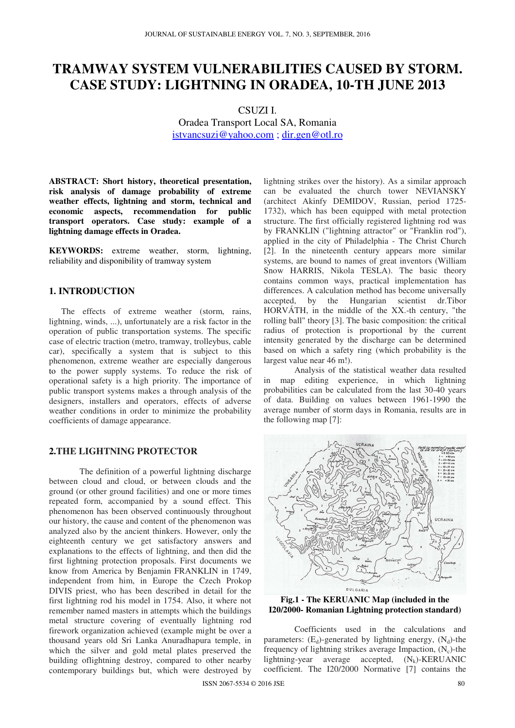# TRAMWAY SYSTEM VULNERABILITIES CAUSED BY STORM. CASE STUDY: LIGHTNING IN ORADEA, 10-TH JUNE 2013

CSUZI I.
Oradea Transport Local SA, Romania
istvancsuzi@yahoo.com ; dir.gen@otl.ro

**ABSTRACT: Short history, theoretical presentation, risk analysis of damage probability of extreme weather effects, lightning and storm, technical and economic aspects, recommendation for public transport operators. Case study: example of a lightning damage effects in Oradea.**

**KEYWORDS:** extreme weather, storm, lightning, reliability and disponibility of tramway system

## 1. INTRODUCTION

The effects of extreme weather (storm, rains, lightning, winds, ...), unfortunately are a risk factor in the operation of public transportation systems. The specific case of electric traction (metro, tramway, trolleybus, cable car), specifically a system that is subject to this phenomenon, extreme weather are especially dangerous to the power supply systems. To reduce the risk of operational safety is a high priority. The importance of public transport systems makes a through analysis of the designers, installers and operators, effects of adverse weather conditions in order to minimize the probability coefficients of damage appearance.

## 2.THE LIGHTNING PROTECTOR

The definition of a powerful lightning discharge between cloud and cloud, or between clouds and the ground (or other ground facilities) and one or more times repeated form, accompanied by a sound effect. This phenomenon has been observed continuously throughout our history, the cause and content of the phenomenon was analyzed also by the ancient thinkers. However, only the eighteenth century we get satisfactory answers and explanations to the effects of lightning, and then did the first lightning protection proposals. First documents we know from America by Benjamin FRANKLIN in 1749, independent from him, in Europe the Czech Prokop DIVIS priest, who has been described in detail for the first lightning rod his model in 1754. Also, it where not remember named masters in attempts which the buildings metal structure covering of eventually lightning rod firework organization achieved (example might be over a thousand years old Sri Lanka Anuradhapura temple, in which the silver and gold metal plates preserved the building oflightning destroy, compared to other nearby contemporary buildings but, which were destroyed by lightning strikes over the history). As a similar approach can be evaluated the church tower NEVIANSKY (architect Akinfy DEMIDOV, Russian, period 1725-1732), which has been equipped with metal protection structure. The first officially registered lightning rod was by FRANKLIN ("lightning attractor" or "Franklin rod"), applied in the city of Philadelphia - The Christ Church [2]. In the nineteenth century appears more similar systems, are bound to names of great inventors (William Snow HARRIS, Nikola TESLA). The basic theory contains common ways, practical implementation has differences. A calculation method has become universally accepted, by the Hungarian scientist dr.Tibor HORVÁTH, in the middle of the XX.-th century, "the rolling ball" theory [3]. The basic composition: the critical radius of protection is proportional by the current intensity generated by the discharge can be determined based on which a safety ring (which probability is the largest value near 46 m!).

Analysis of the statistical weather data resulted in map editing experience, in which lightning probabilities can be calculated from the last 30-40 years of data. Building on values between 1961-1990 the average number of storm days in Romania, results are in the following map [7]:

**Fig.1 - The KERUANIC Map (included in the I20/2000- Romanian Lightning protection standard)**

Coefficients used in the calculations and parameters: ($E_d$)-generated by lightning energy, ($N_d$)-the frequency of lightning strikes average Impaction, ($N_c$)-the lightning-year average accepted, ($N_k$)-KERUANIC coefficient. The I20/2000 Normative [7] contains the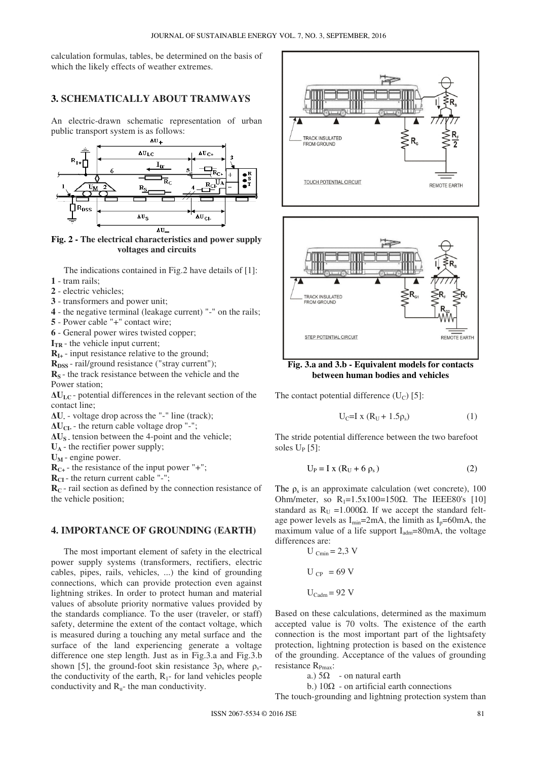calculation formulas, tables, be determined on the basis of which the likely effects of weather extremes.

## 3. SCHEMATICALLY ABOUT TRAMWAYS

An electric-drawn schematic representation of urban public transport system is as follows:

**Fig. 2 - The electrical characteristics and power supply voltages and circuits**

The indications contained in Fig.2 have details of [1]:

**1** - tram rails;
**2** - electric vehicles;
**3** - transformers and power unit;
**4** - the negative terminal (leakage current) "-" on the rails;
**5** - Power cable "+" contact wire;
**6** - General power wires twisted copper;
$I_{TR}$ - the vehicle input current;
$R_{I+}$ - input resistance relative to the ground;
$R_{DSS}$ - rail/ground resistance ("stray current");
$R_S$ - the track resistance between the vehicle and the Power station;
$\Delta U_{LC}$ - potential differences in the relevant section of the contact line;
$\Delta U_-$ - voltage drop across the "-" line (track);
$\Delta U_{CI-}$ - the return cable voltage drop "-";
$\Delta U_S$ - tension between the 4-point and the vehicle;
$U_A$ - the rectifier power supply;
$U_M$ - engine power.
$R_{C+}$ - the resistance of the input power "+";
$R_{CI}$ - the return current cable "-";
$R_C$ - rail section as defined by the connection resistance of the vehicle position;

## 4. IMPORTANCE OF GROUNDING (EARTH)

The most important element of safety in the electrical power supply systems (transformers, rectifiers, electric cables, pipes, rails, vehicles, ...) the kind of grounding connections, which can provide protection even against lightning strikes. In order to protect human and material values of absolute priority normative values provided by the standards compliance. To the user (traveler, or staff) safety, determine the extent of the contact voltage, which is measured during a touching any metal surface and the surface of the land experiencing generate a voltage difference one step length. Just as in Fig.3.a and Fig.3.b shown [5], the ground-foot skin resistance $3\rho_s$ where $\rho_s$- the conductivity of the earth, $R_1$- for land vehicles people conductivity and $R_u$- the man conductivity.

**Fig. 3.a and 3.b - Equivalent models for contacts between human bodies and vehicles**

The contact potential difference ($U_C$) [5]:

$$U_C = I \times (R_U + 1.5\rho_s) \qquad (1)$$

The stride potential difference between the two barefoot soles $U_P$ [5]:

$$U_P = I \times (R_U + 6\,\rho_s) \qquad (2)$$

The $\rho_s$ is an approximate calculation (wet concrete), 100 Ohm/meter, so $R_1$=1.5x100=150Ω. The IEEE80's [10] standard as $R_U$ =1.000Ω. If we accept the standard felt-age power levels as $I_{min}$=2mA, the limith as $I_p$=60mA, the maximum value of a life support $I_{adm}$=80mA, the voltage differences are:

$U_{Cmin}$ = 2,3 V

$U_{CP}$ = 69 V

$U_{Cadm}$ = 92 V

Based on these calculations, determined as the maximum accepted value is 70 volts. The existence of the earth connection is the most important part of the lightsafety protection, lightning protection is based on the existence of the grounding. Acceptance of the values of grounding resistance $R_{Pmax}$:

a.) 5Ω - on natural earth

b.) 10Ω - on artificial earth connections

The touch-grounding and lightning protection system than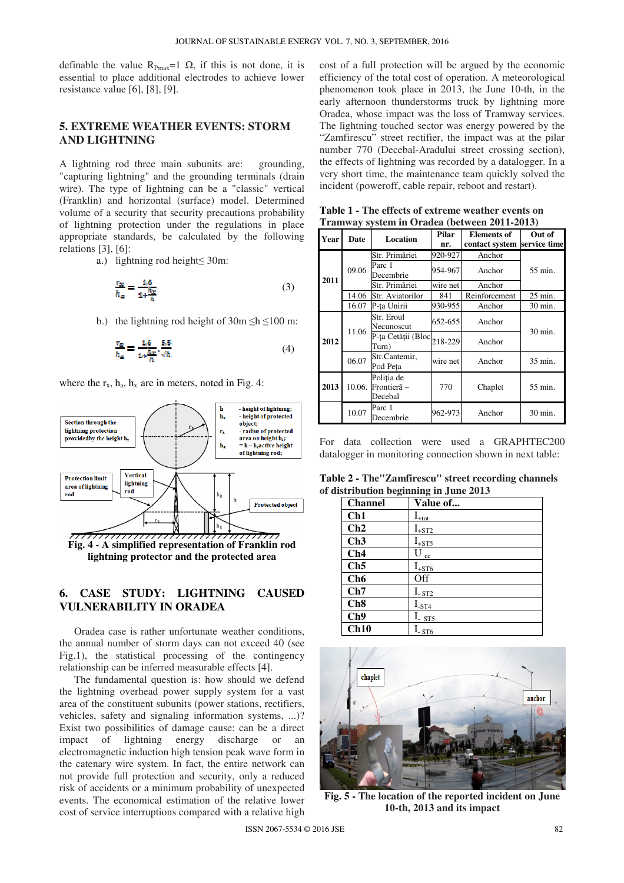definable the value $R_{Pmax}$=1 Ω, if this is not done, it is essential to place additional electrodes to achieve lower resistance value [6], [8], [9].

## 5. EXTREME WEATHER EVENTS: STORM AND LIGHTNING

A lightning rod three main subunits are: grounding, "capturing lightning" and the grounding terminals (drain wire). The type of lightning can be a "classic" vertical (Franklin) and horizontal (surface) model. Determined volume of a security that security precautions probability of lightning protection under the regulations in place appropriate standards, be calculated by the following relations [3], [6]:

a.) lightning rod height≤ 30m:

$$\frac{r_x}{h_a} = \frac{1{,}6}{1+\frac{h_x}{h}} \tag{3}$$

b.) the lightning rod height of 30m ≤h ≤100 m:

$$\frac{r_x}{h_a} = \frac{1{,}6}{1+\frac{h_x}{h}} \cdot \frac{5{,}5}{\sqrt{h}} \tag{4}$$

where the $r_x$, $h_a$, $h_x$ are in meters, noted in Fig. 4:

Fig. 4 - A simplified representation of Franklin rod lightning protector and the protected area

## 6. CASE STUDY: LIGHTNING CAUSED VULNERABILITY IN ORADEA

Oradea case is rather unfortunate weather conditions, the annual number of storm days can not exceed 40 (see Fig.1), the statistical processing of the contingency relationship can be inferred measurable effects [4].

The fundamental question is: how should we defend the lightning overhead power supply system for a vast area of the constituent subunits (power stations, rectifiers, vehicles, safety and signaling information systems, ...)? Exist two possibilities of damage cause: can be a direct impact of lightning energy discharge or an electromagnetic induction high tension peak wave form in the catenary wire system. In fact, the entire network can not provide full protection and security, only a reduced risk of accidents or a minimum probability of unexpected events. The economical estimation of the relative lower cost of service interruptions compared with a relative high cost of a full protection will be argued by the economic efficiency of the total cost of operation. A meteorological phenomenon took place in 2013, the June 10-th, in the early afternoon thunderstorms truck by lightning more Oradea, whose impact was the loss of Tramway services. The lightning touched sector was energy powered by the "Zamfirescu" street rectifier, the impact was at the pilar number 770 (Decebal-Aradului street crossing section), the effects of lightning was recorded by a datalogger. In a very short time, the maintenance team quickly solved the incident (poweroff, cable repair, reboot and restart).

**Table 1 - The effects of extreme weather events on Tramway system in Oradea (between 2011-2013)**

| Year | Date | Location | Pilar nr. | Elements of contact system | Out of service time |
|---|---|---|---|---|---|
| 2011 | 09.06 | Str. Primăriei | 920-927 | Anchor | 55 min. |
| | | Parc 1 Decembrie | 954-967 | Anchor | |
| | | Str. Primăriei | wire net | Anchor | |
| | 14.06 | Str. Aviatorilor | 841 | Reinforcement | 25 min. |
| | 16.07 | P-ţa Unirii | 930-955 | Anchor | 30 min. |
| 2012 | 11.06 | Str. Eroul Necunoscut | 652-655 | Anchor | 30 min. |
| | | P-ţa Cetăţii (Bloc Turn) | 218-229 | Anchor | |
| | 06.07 | Str.Cantemir, Pod Peţa | wire net | Anchor | 35 min. |
| 2013 | 10.06. | Poliţia de Frontieră – Decebal | 770 | Chaplet | 55 min. |
| | 10.07 | Parc 1 Decembrie | 962-973 | Anchor | 30 min. |

For data collection were used a GRAPHTEC200 datalogger in monitoring connection shown in next table:

**Table 2 - The"Zamfirescu" street recording channels of distribution beginning in June 2013**

| Channel | Value of... |
|---|---|
| Ch1 | $I_{+tot}$ |
| Ch2 | $I_{+ST2}$ |
| Ch3 | $I_{+ST5}$ |
| Ch4 | $U_{cc}$ |
| Ch5 | $I_{+ST6}$ |
| Ch6 | Off |
| Ch7 | $I_{-ST2}$ |
| Ch8 | $I_{-ST4}$ |
| Ch9 | $I_{-ST5}$ |
| Ch10 | $I_{-ST6}$ |

Fig. 5 - The location of the reported incident on June 10-th, 2013 and its impact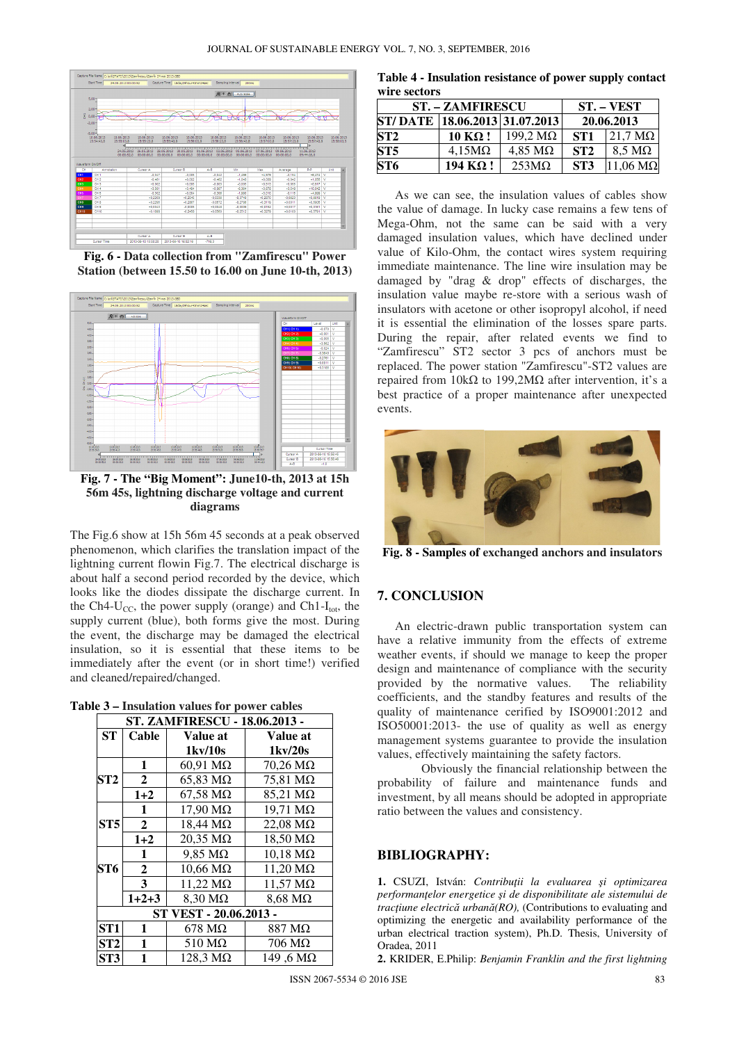Fig. 6 - Data collection from "Zamfirescu" Power Station (between 15.50 to 16.00 on June 10-th, 2013)

Fig. 7 - The "Big Moment": June10-th, 2013 at 15h 56m 45s, lightning discharge voltage and current diagrams

The Fig.6 show at 15h 56m 45 seconds at a peak observed phenomenon, which clarifies the translation impact of the lightning current flowin Fig.7. The electrical discharge is about half a second period recorded by the device, which looks like the diodes dissipate the discharge current. In the Ch4-$U_{CC}$, the power supply (orange) and Ch1-$I_{tot}$, the supply current (blue), both forms give the most. During the event, the discharge may be damaged the electrical insulation, so it is essential that these items to be immediately after the event (or in short time!) verified and cleaned/repaired/changed.

**Table 3 – Insulation values for power cables**

| ST. ZAMFIRESCU - 18.06.2013 - | | | |
|---|---|---|---|
| ST | Cable | Value at 1kv/10s | Value at 1kv/20s |
| ST2 | 1 | 60,91 MΩ | 70,26 MΩ |
| | 2 | 65,83 MΩ | 75,81 MΩ |
| | 1+2 | 67,58 MΩ | 85,21 MΩ |
| ST5 | 1 | 17,90 MΩ | 19,71 MΩ |
| | 2 | 18,44 MΩ | 22,08 MΩ |
| | 1+2 | 20,35 MΩ | 18,50 MΩ |
| ST6 | 1 | 9,85 MΩ | 10,18 MΩ |
| | 2 | 10,66 MΩ | 11,20 MΩ |
| | 3 | 11,22 MΩ | 11,57 MΩ |
| | 1+2+3 | 8,30 MΩ | 8,68 MΩ |
| ST VEST - 20.06.2013 - | | | |
| ST1 | 1 | 678 MΩ | 887 MΩ |
| ST2 | 1 | 510 MΩ | 706 MΩ |
| ST3 | 1 | 128,3 MΩ | 149 ,6 MΩ |

**Table 4 - Insulation resistance of power supply contact wire sectors**

| ST. – ZAMFIRESCU | | | ST. – VEST | |
|---|---|---|---|---|
| ST/ DATE | 18.06.2013 | 31.07.2013 | 20.06.2013 | |
| ST2 | 10 KΩ ! | 199,2 MΩ | ST1 | 21,7 MΩ |
| ST5 | 4,15MΩ | 4,85 MΩ | ST2 | 8,5 MΩ |
| ST6 | 194 KΩ ! | 253MΩ | ST3 | 11,06 MΩ |

As we can see, the insulation values of cables show the value of damage. In lucky case remains a few tens of Mega-Ohm, not the same can be said with a very damaged insulation values, which have declined under value of Kilo-Ohm, the contact wires system requiring immediate maintenance. The line wire insulation may be damaged by "drag & drop" effects of discharges, the insulation value maybe re-store with a serious wash of insulators with acetone or other isopropyl alcohol, if need it is essential the elimination of the losses spare parts. During the repair, after related events we find to "Zamfirescu" ST2 sector 3 pcs of anchors must be replaced. The power station "Zamfirescu"-ST2 values are repaired from 10kΩ to 199,2MΩ after intervention, it's a best practice of a proper maintenance after unexpected events.

Fig. 8 - Samples of exchanged anchors and insulators

## 7. CONCLUSION

An electric-drawn public transportation system can have a relative immunity from the effects of extreme weather events, if should we manage to keep the proper design and maintenance of compliance with the security provided by the normative values. The reliability coefficients, and the standby features and results of the quality of maintenance cerified by ISO9001:2012 and ISO50001:2013- the use of quality as well as energy management systems guarantee to provide the insulation values, effectively maintaining the safety factors.

Obviously the financial relationship between the probability of failure and maintenance funds and investment, by all means should be adopted in appropriate ratio between the values and consistency.

## BIBLIOGRAPHY:

**1.** CSUZI, István: *Contribuţii la evaluarea şi optimizarea performanţelor energetice şi de disponibilitate ale sistemului de tracţiune electrică urbană(RO),* (Contributions to evaluating and optimizing the energetic and availability performance of the urban electrical traction system), Ph.D. Thesis, University of Oradea, 2011

**2.** KRIDER, E.Philip: *Benjamin Franklin and the first lightning*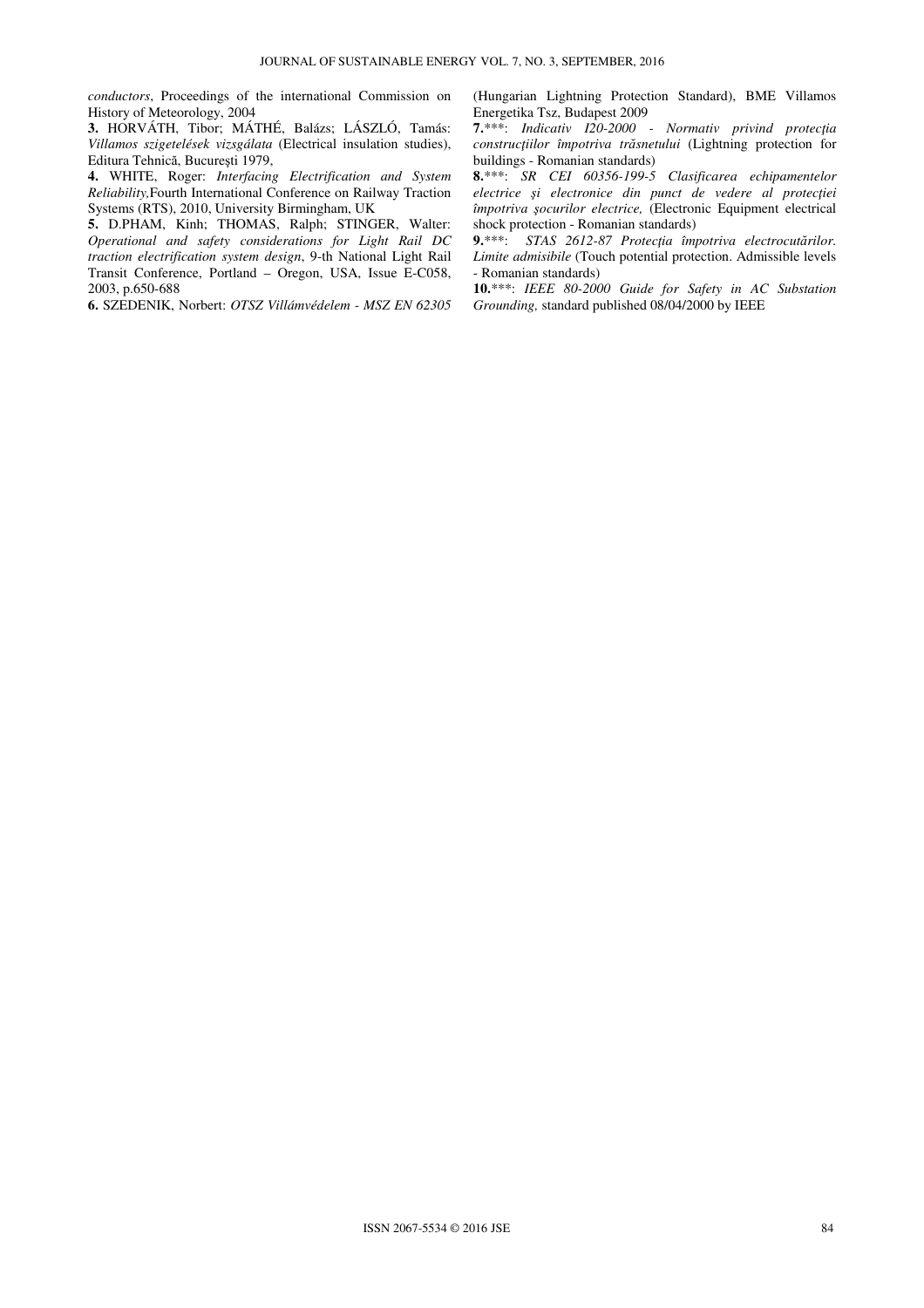*conductors*, Proceedings of the international Commission on History of Meteorology, 2004

**3.** HORVÁTH, Tibor; MÁTHÉ, Balázs; LÁSZLÓ, Tamás: *Villamos szigetelések vizsgálata* (Electrical insulation studies), Editura Tehnică, Bucureşti 1979,

**4.** WHITE, Roger: *Interfacing Electrification and System Reliability,*Fourth International Conference on Railway Traction Systems (RTS), 2010, University Birmingham, UK

**5.** D.PHAM, Kinh; THOMAS, Ralph; STINGER, Walter: *Operational and safety considerations for Light Rail DC traction electrification system design*, 9-th National Light Rail Transit Conference, Portland – Oregon, USA, Issue E-C058, 2003, p.650-688

**6.** SZEDENIK, Norbert: *OTSZ Villámvédelem - MSZ EN 62305* (Hungarian Lightning Protection Standard), BME Villamos Energetika Tsz, Budapest 2009

**7.**\*\*\*: *Indicativ I20-2000 - Normativ privind protecţia construcţiilor împotriva trăsnetului* (Lightning protection for buildings - Romanian standards)

**8.**\*\*\*: *SR CEI 60356-199-5 Clasificarea echipamentelor electrice şi electronice din punct de vedere al protecţiei împotriva şocurilor electrice,* (Electronic Equipment electrical shock protection - Romanian standards)

**9.**\*\*\*: *STAS 2612-87 Protecţia împotriva electrocutărilor. Limite admisibile* (Touch potential protection. Admissible levels - Romanian standards)

**10.**\*\*\*: *IEEE 80-2000 Guide for Safety in AC Substation Grounding,* standard published 08/04/2000 by IEEE